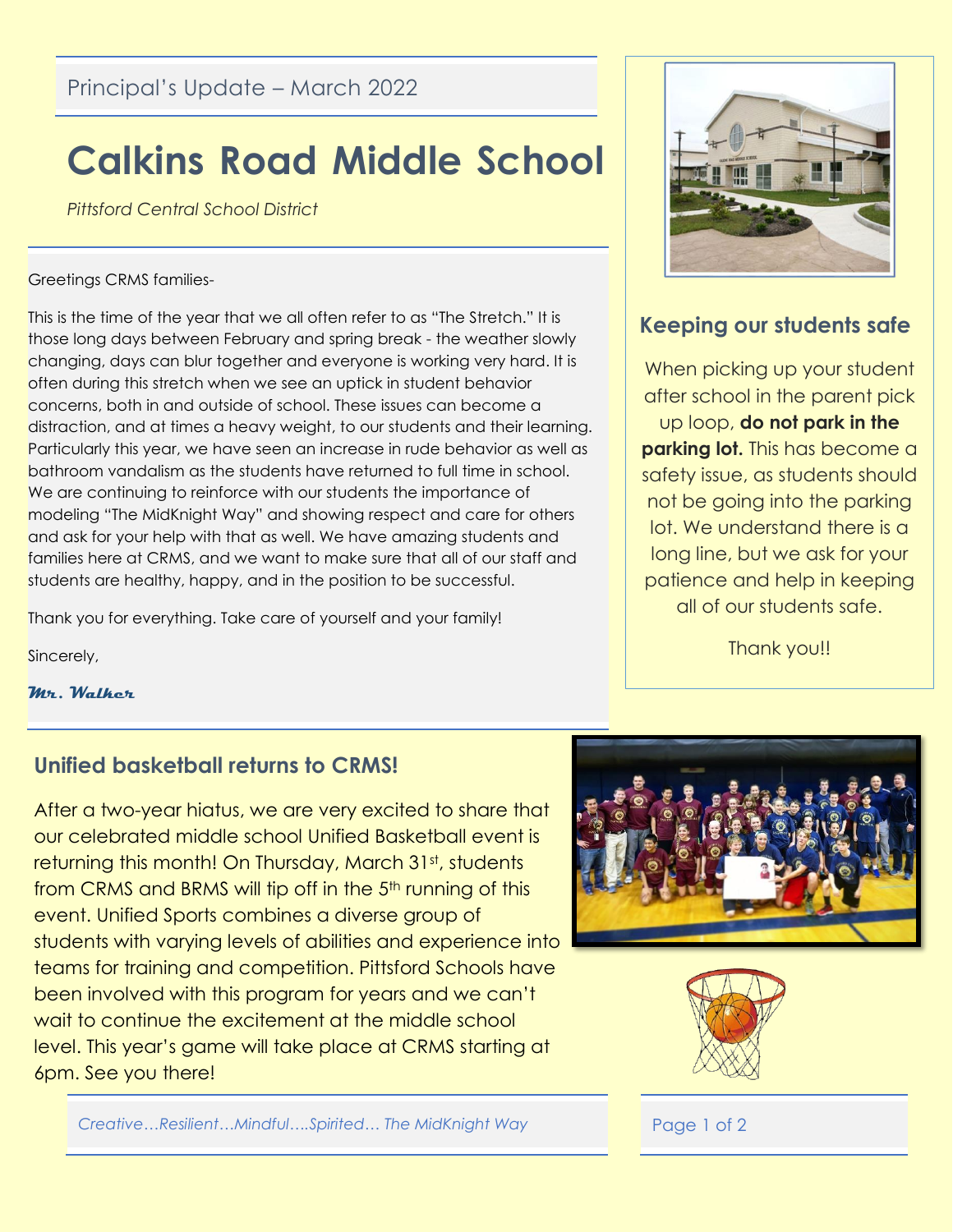Principal's Update – March 2022

# Calkins Road Middle School

*Pittsford Central School District*

Greetings CRMS families-

This is the time of the year that we all often refer to as "The Stretch." It is those long days between February and spring break - the weather slowly changing, days can blur together and everyone is working very hard. It is often during this stretch when we see an uptick in student behavior concerns, both in and outside of school. These issues can become a distraction, and at times a heavy weight, to our students and their learning. Particularly this year, we have seen an increase in rude behavior as well as bathroom vandalism as the students have returned to full time in school. We are continuing to reinforce with our students the importance of modeling "The MidKnight Way" and showing respect and care for others and ask for your help with that as well. We have amazing students and families here at CRMS, and we want to make sure that all of our staff and students are healthy, happy, and in the position to be successful.

Thank you for everything. Take care of yourself and your family!

Sincerely,

***Mr. Walker***

## Keeping our students safe

When picking up your student after school in the parent pick up loop, **do not park in the parking lot.** This has become a safety issue, as students should not be going into the parking lot. We understand there is a long line, but we ask for your patience and help in keeping all of our students safe.

Thank you!!

## Unified basketball returns to CRMS!

After a two-year hiatus, we are very excited to share that our celebrated middle school Unified Basketball event is returning this month! On Thursday, March 31st, students from CRMS and BRMS will tip off in the 5th running of this event. Unified Sports combines a diverse group of students with varying levels of abilities and experience into teams for training and competition. Pittsford Schools have been involved with this program for years and we can't wait to continue the excitement at the middle school level. This year's game will take place at CRMS starting at 6pm. See you there!

*Creative…Resilient…Mindful….Spirited… The MidKnight Way*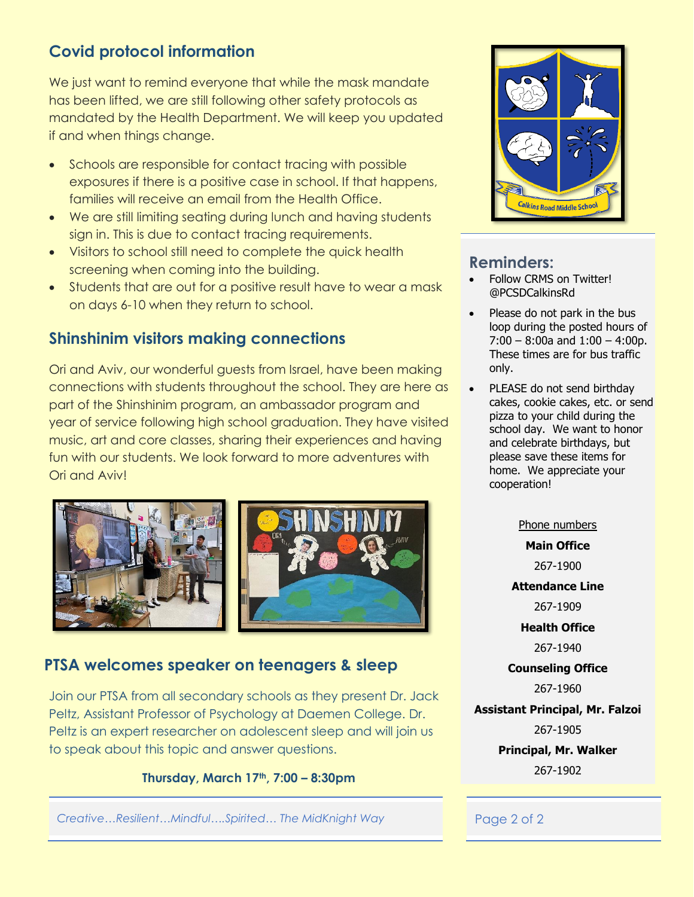## Covid protocol information

We just want to remind everyone that while the mask mandate has been lifted, we are still following other safety protocols as mandated by the Health Department. We will keep you updated if and when things change.

- Schools are responsible for contact tracing with possible exposures if there is a positive case in school. If that happens, families will receive an email from the Health Office.
- We are still limiting seating during lunch and having students sign in. This is due to contact tracing requirements.
- Visitors to school still need to complete the quick health screening when coming into the building.
- Students that are out for a positive result have to wear a mask on days 6-10 when they return to school.

## Shinshinim visitors making connections

Ori and Aviv, our wonderful guests from Israel, have been making connections with students throughout the school. They are here as part of the Shinshinim program, an ambassador program and year of service following high school graduation. They have visited music, art and core classes, sharing their experiences and having fun with our students. We look forward to more adventures with Ori and Aviv!

## PTSA welcomes speaker on teenagers & sleep

Join our PTSA from all secondary schools as they present Dr. Jack Peltz, Assistant Professor of Psychology at Daemen College. Dr. Peltz is an expert researcher on adolescent sleep and will join us to speak about this topic and answer questions.

**Thursday, March 17th, 7:00 – 8:30pm**

*Creative…Resilient…Mindful….Spirited… The MidKnight Way*

## Reminders:

- Follow CRMS on Twitter! @PCSDCalkinsRd
- Please do not park in the bus loop during the posted hours of 7:00 – 8:00a and 1:00 – 4:00p. These times are for bus traffic only.
- PLEASE do not send birthday cakes, cookie cakes, etc. or send pizza to your child during the school day. We want to honor and celebrate birthdays, but please save these items for home. We appreciate your cooperation!

Phone numbers

**Main Office**
267-1900

**Attendance Line**
267-1909

**Health Office**
267-1940

**Counseling Office**
267-1960

**Assistant Principal, Mr. Falzoi**
267-1905

**Principal, Mr. Walker**
267-1902